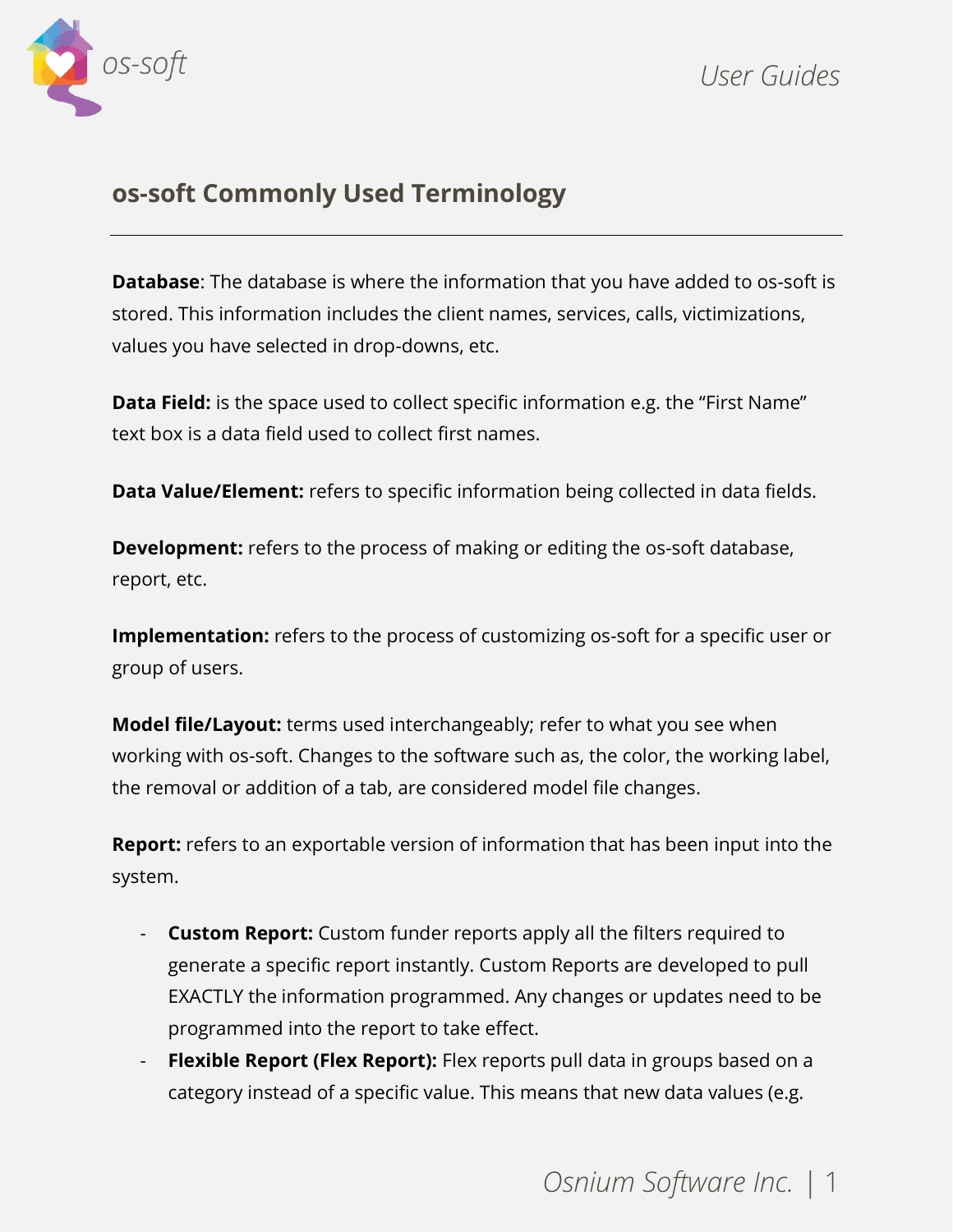## os-soft Commonly Used Terminology

---

**Database**: The database is where the information that you have added to os-soft is stored. This information includes the client names, services, calls, victimizations, values you have selected in drop-downs, etc.

**Data Field:** is the space used to collect specific information e.g. the "First Name" text box is a data field used to collect first names.

**Data Value/Element:** refers to specific information being collected in data fields.

**Development:** refers to the process of making or editing the os-soft database, report, etc.

**Implementation:** refers to the process of customizing os-soft for a specific user or group of users.

**Model file/Layout:** terms used interchangeably; refer to what you see when working with os-soft. Changes to the software such as, the color, the working label, the removal or addition of a tab, are considered model file changes.

**Report:** refers to an exportable version of information that has been input into the system.

- **Custom Report:** Custom funder reports apply all the filters required to generate a specific report instantly. Custom Reports are developed to pull EXACTLY the information programmed. Any changes or updates need to be programmed into the report to take effect.
- **Flexible Report (Flex Report):** Flex reports pull data in groups based on a category instead of a specific value. This means that new data values (e.g.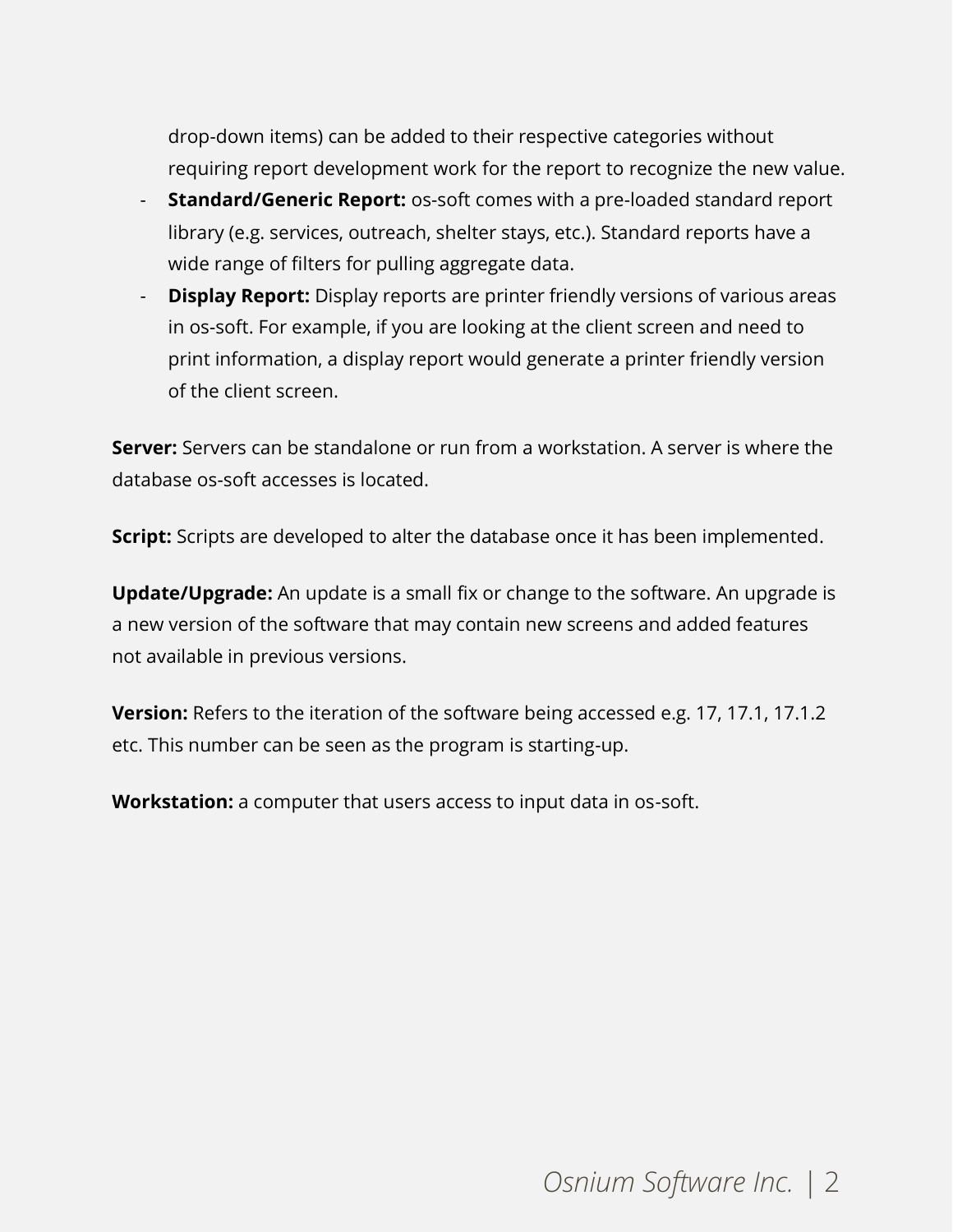drop-down items) can be added to their respective categories without requiring report development work for the report to recognize the new value.

- **Standard/Generic Report:** os-soft comes with a pre-loaded standard report library (e.g. services, outreach, shelter stays, etc.). Standard reports have a wide range of filters for pulling aggregate data.
- **Display Report:** Display reports are printer friendly versions of various areas in os-soft. For example, if you are looking at the client screen and need to print information, a display report would generate a printer friendly version of the client screen.

**Server:** Servers can be standalone or run from a workstation. A server is where the database os-soft accesses is located.

**Script:** Scripts are developed to alter the database once it has been implemented.

**Update/Upgrade:** An update is a small fix or change to the software. An upgrade is a new version of the software that may contain new screens and added features not available in previous versions.

**Version:** Refers to the iteration of the software being accessed e.g. 17, 17.1, 17.1.2 etc. This number can be seen as the program is starting-up.

**Workstation:** a computer that users access to input data in os-soft.